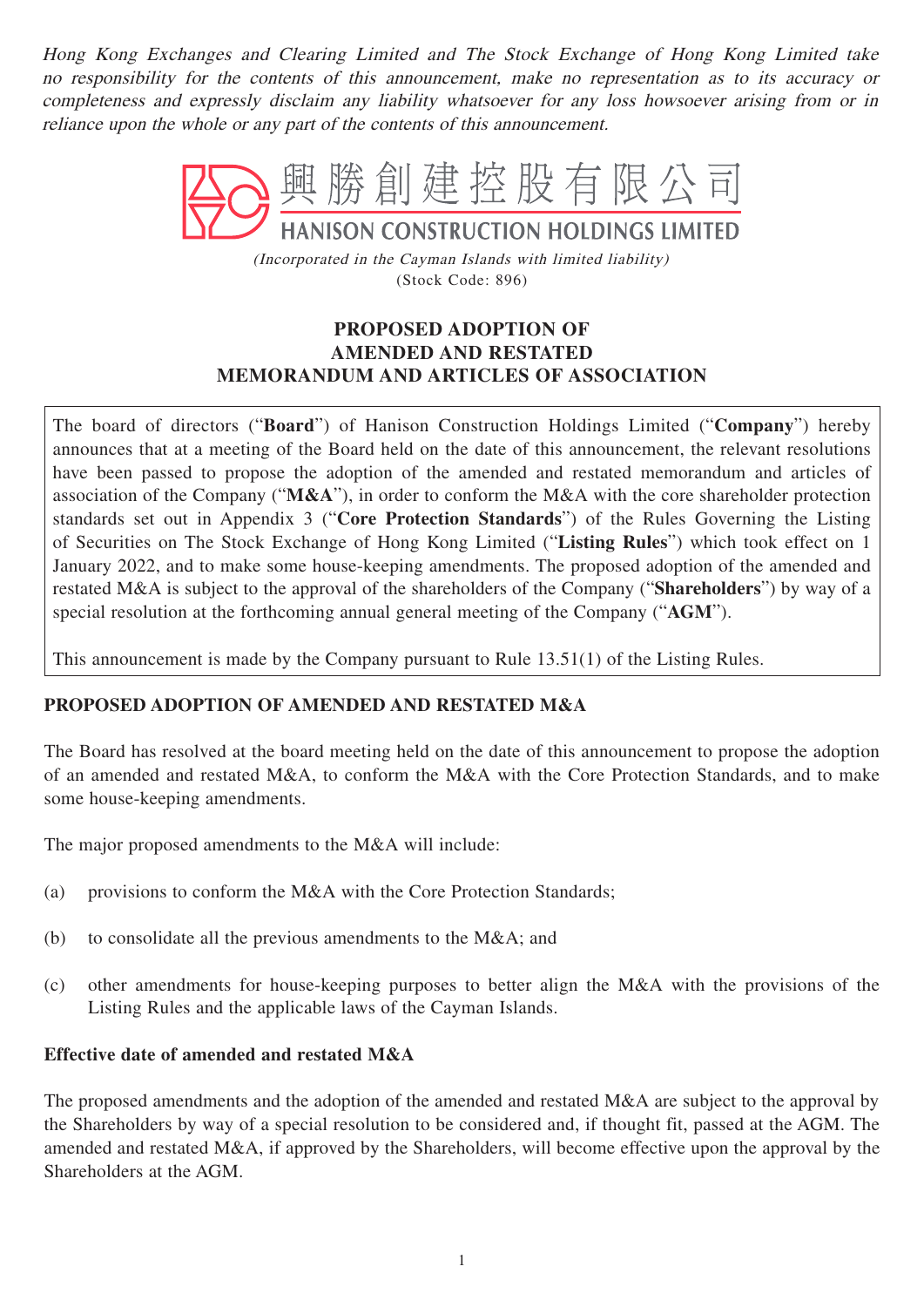*Hong Kong Exchanges and Clearing Limited and The Stock Exchange of Hong Kong Limited take no responsibility for the contents of this announcement, make no representation as to its accuracy or completeness and expressly disclaim any liability whatsoever for any loss howsoever arising from or in reliance upon the whole or any part of the contents of this announcement.*

# 興勝創建控股有限公司
# HANISON CONSTRUCTION HOLDINGS LIMITED

*(Incorporated in the Cayman Islands with limited liability)*
(Stock Code: 896)

## PROPOSED ADOPTION OF AMENDED AND RESTATED MEMORANDUM AND ARTICLES OF ASSOCIATION

The board of directors ("**Board**") of Hanison Construction Holdings Limited ("**Company**") hereby announces that at a meeting of the Board held on the date of this announcement, the relevant resolutions have been passed to propose the adoption of the amended and restated memorandum and articles of association of the Company ("**M&A**"), in order to conform the M&A with the core shareholder protection standards set out in Appendix 3 ("**Core Protection Standards**") of the Rules Governing the Listing of Securities on The Stock Exchange of Hong Kong Limited ("**Listing Rules**") which took effect on 1 January 2022, and to make some house-keeping amendments. The proposed adoption of the amended and restated M&A is subject to the approval of the shareholders of the Company ("**Shareholders**") by way of a special resolution at the forthcoming annual general meeting of the Company ("**AGM**").

This announcement is made by the Company pursuant to Rule 13.51(1) of the Listing Rules.

## PROPOSED ADOPTION OF AMENDED AND RESTATED M&A

The Board has resolved at the board meeting held on the date of this announcement to propose the adoption of an amended and restated M&A, to conform the M&A with the Core Protection Standards, and to make some house-keeping amendments.

The major proposed amendments to the M&A will include:

(a) provisions to conform the M&A with the Core Protection Standards;

(b) to consolidate all the previous amendments to the M&A; and

(c) other amendments for house-keeping purposes to better align the M&A with the provisions of the Listing Rules and the applicable laws of the Cayman Islands.

### Effective date of amended and restated M&A

The proposed amendments and the adoption of the amended and restated M&A are subject to the approval by the Shareholders by way of a special resolution to be considered and, if thought fit, passed at the AGM. The amended and restated M&A, if approved by the Shareholders, will become effective upon the approval by the Shareholders at the AGM.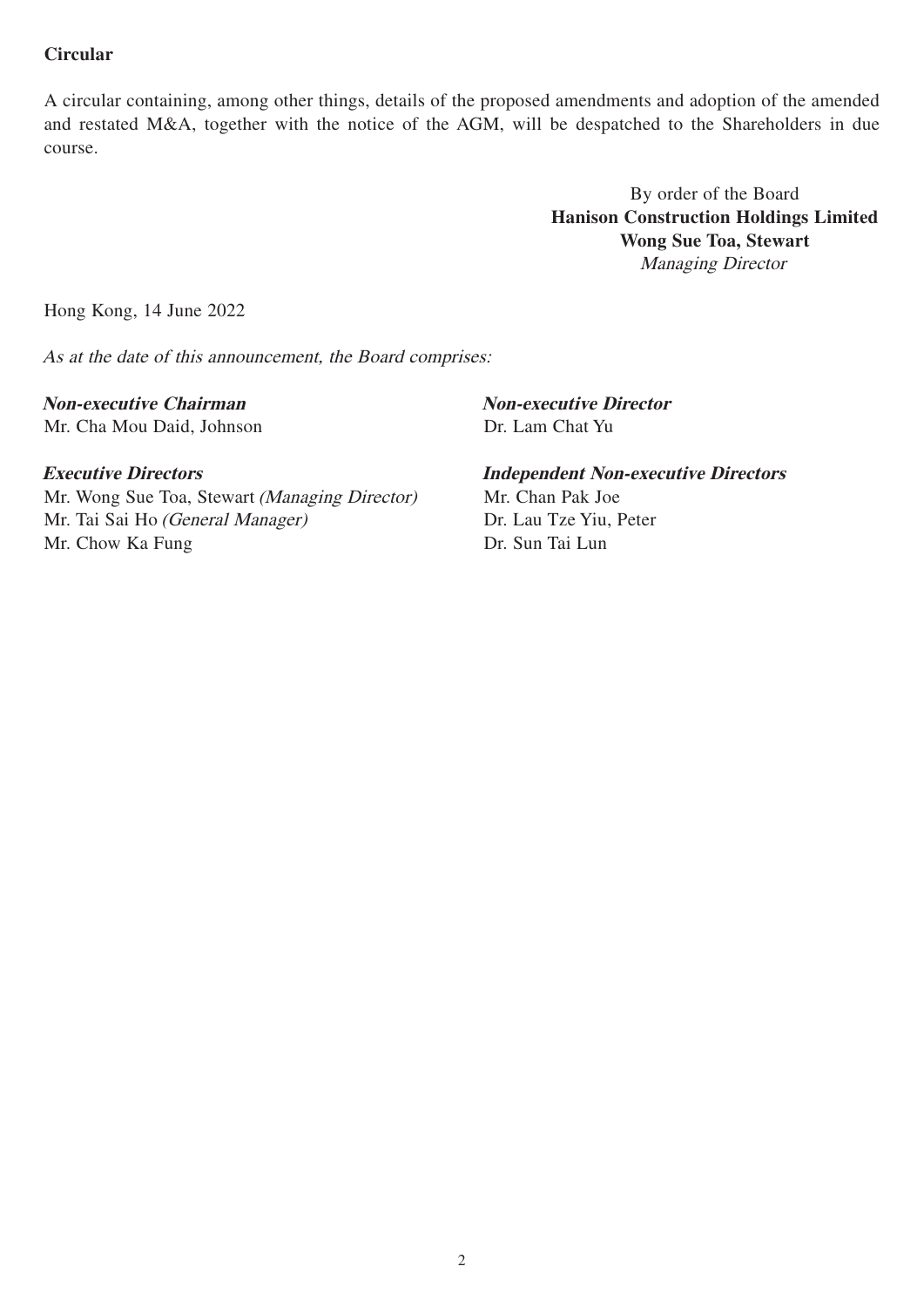**Circular**

A circular containing, among other things, details of the proposed amendments and adoption of the amended and restated M&A, together with the notice of the AGM, will be despatched to the Shareholders in due course.

By order of the Board
**Hanison Construction Holdings Limited**
**Wong Sue Toa, Stewart**
*Managing Director*

Hong Kong, 14 June 2022

*As at the date of this announcement, the Board comprises:*

***Non-executive Chairman***
Mr. Cha Mou Daid, Johnson

***Executive Directors***
Mr. Wong Sue Toa, Stewart *(Managing Director)*
Mr. Tai Sai Ho *(General Manager)*
Mr. Chow Ka Fung

***Non-executive Director***
Dr. Lam Chat Yu

***Independent Non-executive Directors***
Mr. Chan Pak Joe
Dr. Lau Tze Yiu, Peter
Dr. Sun Tai Lun